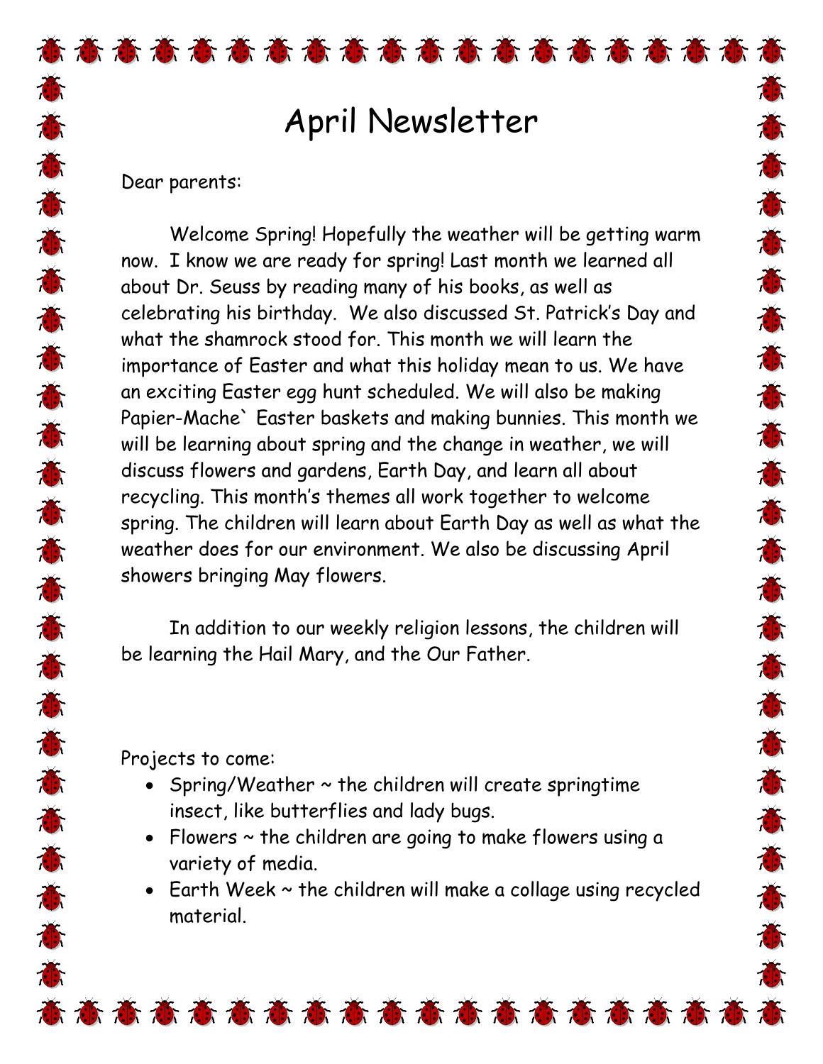# April Newsletter

Dear parents:

Welcome Spring! Hopefully the weather will be getting warm now. I know we are ready for spring! Last month we learned all about Dr. Seuss by reading many of his books, as well as celebrating his birthday. We also discussed St. Patrick's Day and what the shamrock stood for. This month we will learn the importance of Easter and what this holiday mean to us. We have an exciting Easter egg hunt scheduled. We will also be making Papier-Mache` Easter baskets and making bunnies. This month we will be learning about spring and the change in weather, we will discuss flowers and gardens, Earth Day, and learn all about recycling. This month's themes all work together to welcome spring. The children will learn about Earth Day as well as what the weather does for our environment. We also be discussing April showers bringing May flowers.

In addition to our weekly religion lessons, the children will be learning the Hail Mary, and the Our Father.

Projects to come:

- Spring/Weather ~ the children will create springtime insect, like butterflies and lady bugs.
- Flowers ~ the children are going to make flowers using a variety of media.
- Earth Week ~ the children will make a collage using recycled material.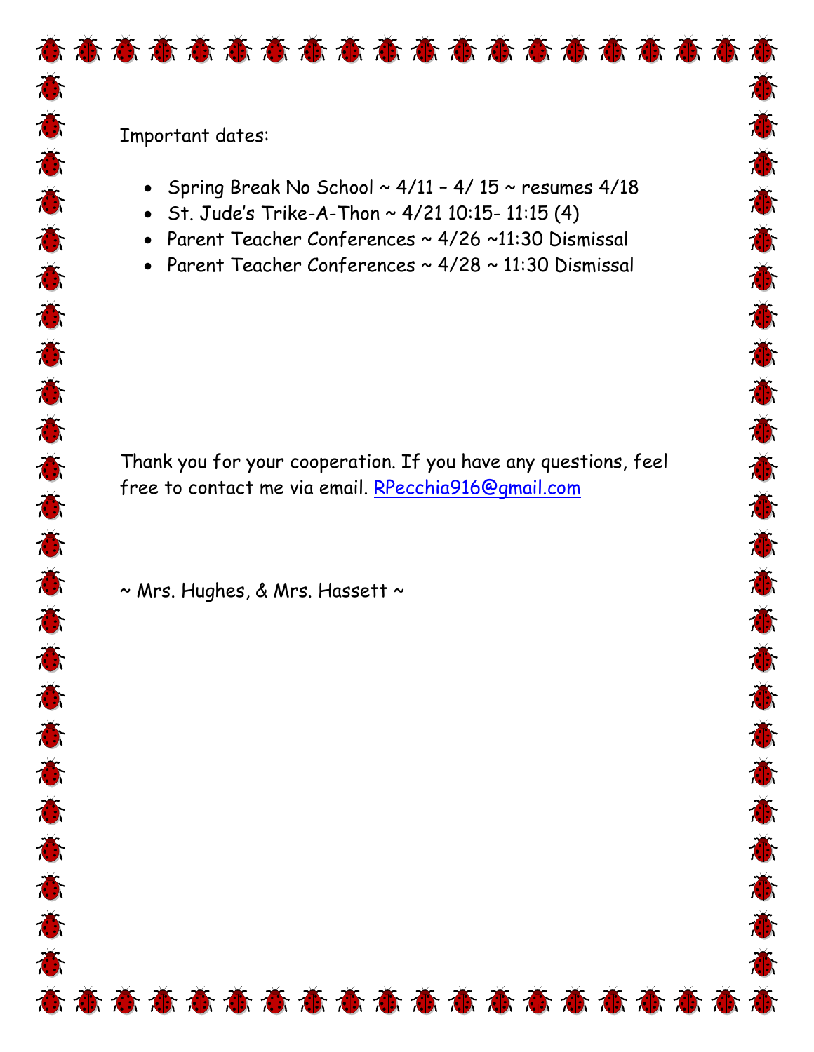Important dates:

- Spring Break No School ~ 4/11 – 4/ 15 ~ resumes 4/18
- St. Jude's Trike-A-Thon ~ 4/21 10:15- 11:15 (4)
- Parent Teacher Conferences ~ 4/26 ~11:30 Dismissal
- Parent Teacher Conferences ~ 4/28 ~ 11:30 Dismissal

Thank you for your cooperation. If you have any questions, feel free to contact me via email. RPecchia916@gmail.com

~ Mrs. Hughes, & Mrs. Hassett ~